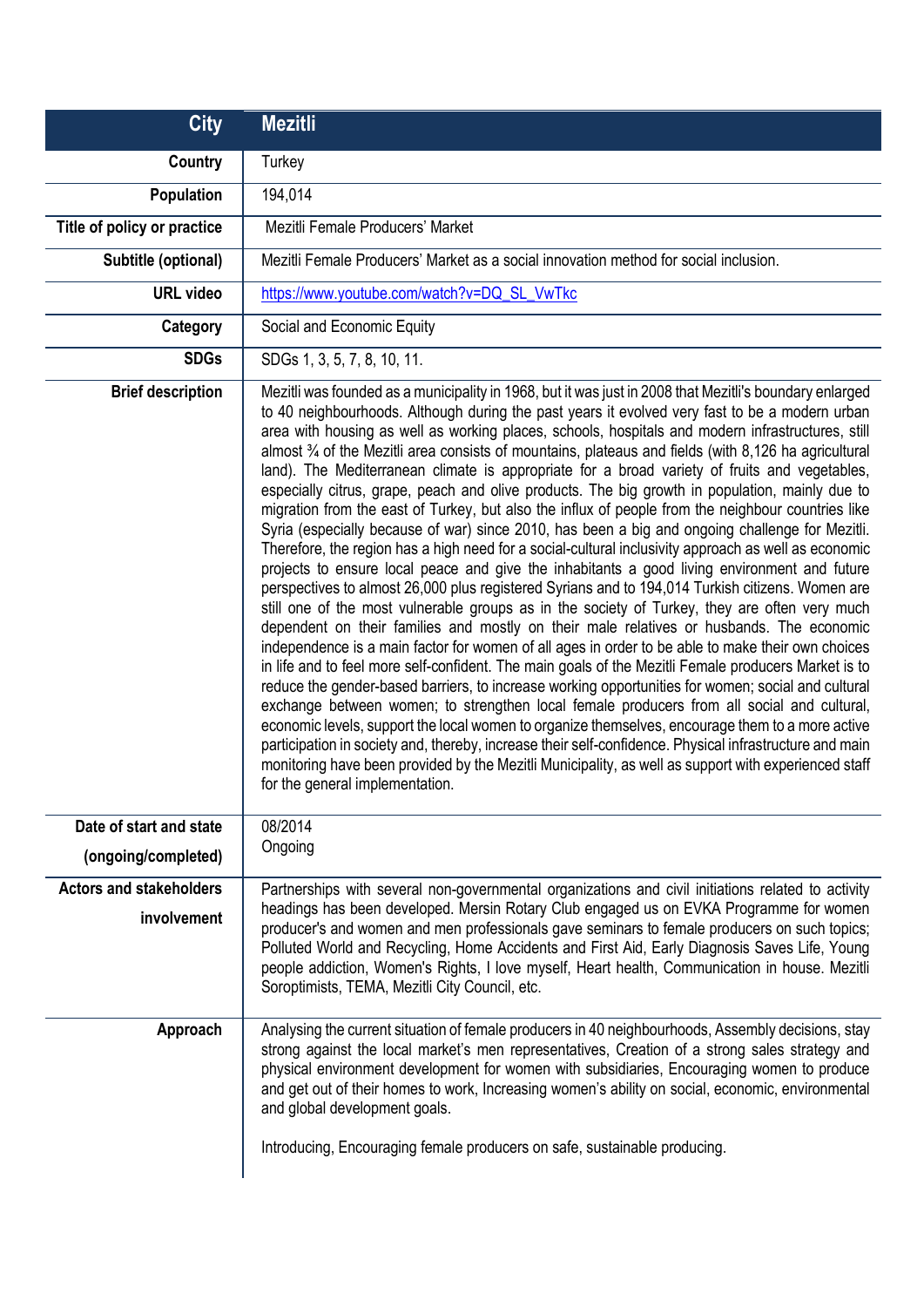| City | Mezitli |
| --- | --- |
| Country | Turkey |
| Population | 194,014 |
| Title of policy or practice | Mezitli Female Producers' Market |
| Subtitle (optional) | Mezitli Female Producers' Market as a social innovation method for social inclusion. |
| URL video | https://www.youtube.com/watch?v=DQ_SL_VwTkc |
| Category | Social and Economic Equity |
| SDGs | SDGs 1, 3, 5, 7, 8, 10, 11. |
| Brief description | Mezitli was founded as a municipality in 1968, but it was just in 2008 that Mezitli's boundary enlarged to 40 neighbourhoods. Although during the past years it evolved very fast to be a modern urban area with housing as well as working places, schools, hospitals and modern infrastructures, still almost ¾ of the Mezitli area consists of mountains, plateaus and fields (with 8,126 ha agricultural land). The Mediterranean climate is appropriate for a broad variety of fruits and vegetables, especially citrus, grape, peach and olive products. The big growth in population, mainly due to migration from the east of Turkey, but also the influx of people from the neighbour countries like Syria (especially because of war) since 2010, has been a big and ongoing challenge for Mezitli. Therefore, the region has a high need for a social-cultural inclusivity approach as well as economic projects to ensure local peace and give the inhabitants a good living environment and future perspectives to almost 26,000 plus registered Syrians and to 194,014 Turkish citizens. Women are still one of the most vulnerable groups as in the society of Turkey, they are often very much dependent on their families and mostly on their male relatives or husbands. The economic independence is a main factor for women of all ages in order to be able to make their own choices in life and to feel more self-confident. The main goals of the Mezitli Female producers Market is to reduce the gender-based barriers, to increase working opportunities for women; social and cultural exchange between women; to strengthen local female producers from all social and cultural, economic levels, support the local women to organize themselves, encourage them to a more active participation in society and, thereby, increase their self-confidence. Physical infrastructure and main monitoring have been provided by the Mezitli Municipality, as well as support with experienced staff for the general implementation. |
| Date of start and state (ongoing/completed) | 08/2014<br>Ongoing |
| Actors and stakeholders involvement | Partnerships with several non-governmental organizations and civil initiations related to activity headings has been developed. Mersin Rotary Club engaged us on EVKA Programme for women producer's and women and men professionals gave seminars to female producers on such topics; Polluted World and Recycling, Home Accidents and First Aid, Early Diagnosis Saves Life, Young people addiction, Women's Rights, I love myself, Heart health, Communication in house. Mezitli Soroptimists, TEMA, Mezitli City Council, etc. |
| Approach | Analysing the current situation of female producers in 40 neighbourhoods, Assembly decisions, stay strong against the local market's men representatives, Creation of a strong sales strategy and physical environment development for women with subsidiaries, Encouraging women to produce and get out of their homes to work, Increasing women's ability on social, economic, environmental and global development goals.<br><br>Introducing, Encouraging female producers on safe, sustainable producing. |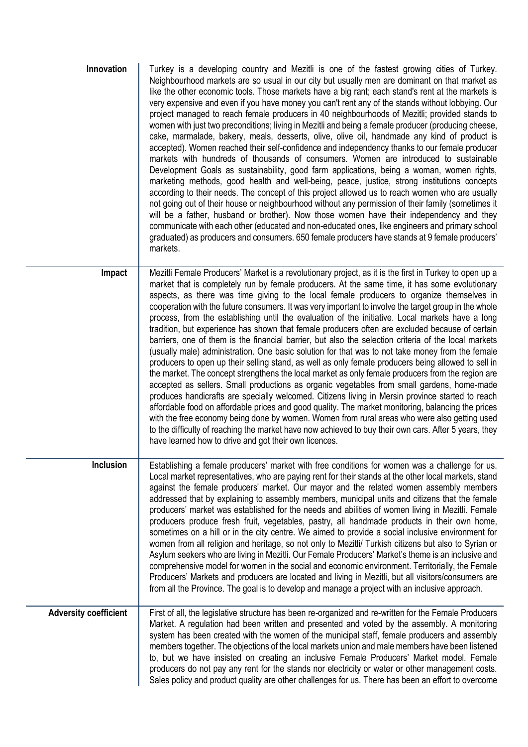| | |
|---|---|
| **Innovation** | Turkey is a developing country and Mezitli is one of the fastest growing cities of Turkey. Neighbourhood markets are so usual in our city but usually men are dominant on that market as like the other economic tools. Those markets have a big rant; each stand's rent at the markets is very expensive and even if you have money you can't rent any of the stands without lobbying. Our project managed to reach female producers in 40 neighbourhoods of Mezitli; provided stands to women with just two preconditions; living in Mezitli and being a female producer (producing cheese, cake, marmalade, bakery, meals, desserts, olive, olive oil, handmade any kind of product is accepted). Women reached their self-confidence and independency thanks to our female producer markets with hundreds of thousands of consumers. Women are introduced to sustainable Development Goals as sustainability, good farm applications, being a woman, women rights, marketing methods, good health and well-being, peace, justice, strong institutions concepts according to their needs. The concept of this project allowed us to reach women who are usually not going out of their house or neighbourhood without any permission of their family (sometimes it will be a father, husband or brother). Now those women have their independency and they communicate with each other (educated and non-educated ones, like engineers and primary school graduated) as producers and consumers. 650 female producers have stands at 9 female producers' markets. |
| **Impact** | Mezitli Female Producers' Market is a revolutionary project, as it is the first in Turkey to open up a market that is completely run by female producers. At the same time, it has some evolutionary aspects, as there was time giving to the local female producers to organize themselves in cooperation with the future consumers. It was very important to involve the target group in the whole process, from the establishing until the evaluation of the initiative. Local markets have a long tradition, but experience has shown that female producers often are excluded because of certain barriers, one of them is the financial barrier, but also the selection criteria of the local markets (usually male) administration. One basic solution for that was to not take money from the female producers to open up their selling stand, as well as only female producers being allowed to sell in the market. The concept strengthens the local market as only female producers from the region are accepted as sellers. Small productions as organic vegetables from small gardens, home-made produces handicrafts are specially welcomed. Citizens living in Mersin province started to reach affordable food on affordable prices and good quality. The market monitoring, balancing the prices with the free economy being done by women. Women from rural areas who were also getting used to the difficulty of reaching the market have now achieved to buy their own cars. After 5 years, they have learned how to drive and got their own licences. |
| **Inclusion** | Establishing a female producers' market with free conditions for women was a challenge for us. Local market representatives, who are paying rent for their stands at the other local markets, stand against the female producers' market. Our mayor and the related women assembly members addressed that by explaining to assembly members, municipal units and citizens that the female producers' market was established for the needs and abilities of women living in Mezitli. Female producers produce fresh fruit, vegetables, pastry, all handmade products in their own home, sometimes on a hill or in the city centre. We aimed to provide a social inclusive environment for women from all religion and heritage, so not only to Mezitli/ Turkish citizens but also to Syrian or Asylum seekers who are living in Mezitli. Our Female Producers' Market's theme is an inclusive and comprehensive model for women in the social and economic environment. Territorially, the Female Producers' Markets and producers are located and living in Mezitli, but all visitors/consumers are from all the Province. The goal is to develop and manage a project with an inclusive approach. |
| **Adversity coefficient** | First of all, the legislative structure has been re-organized and re-written for the Female Producers Market. A regulation had been written and presented and voted by the assembly. A monitoring system has been created with the women of the municipal staff, female producers and assembly members together. The objections of the local markets union and male members have been listened to, but we have insisted on creating an inclusive Female Producers' Market model. Female producers do not pay any rent for the stands nor electricity or water or other management costs. Sales policy and product quality are other challenges for us. There has been an effort to overcome |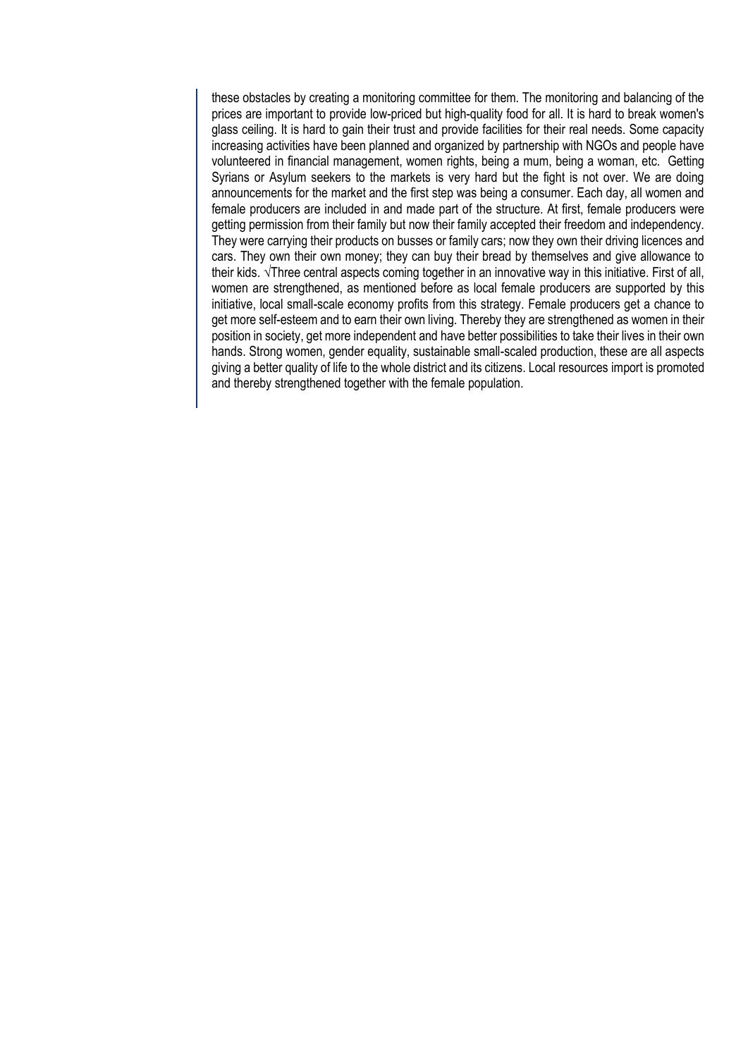these obstacles by creating a monitoring committee for them. The monitoring and balancing of the prices are important to provide low-priced but high-quality food for all. It is hard to break women's glass ceiling. It is hard to gain their trust and provide facilities for their real needs. Some capacity increasing activities have been planned and organized by partnership with NGOs and people have volunteered in financial management, women rights, being a mum, being a woman, etc. Getting Syrians or Asylum seekers to the markets is very hard but the fight is not over. We are doing announcements for the market and the first step was being a consumer. Each day, all women and female producers are included in and made part of the structure. At first, female producers were getting permission from their family but now their family accepted their freedom and independency. They were carrying their products on busses or family cars; now they own their driving licences and cars. They own their own money; they can buy their bread by themselves and give allowance to their kids. √Three central aspects coming together in an innovative way in this initiative. First of all, women are strengthened, as mentioned before as local female producers are supported by this initiative, local small-scale economy profits from this strategy. Female producers get a chance to get more self-esteem and to earn their own living. Thereby they are strengthened as women in their position in society, get more independent and have better possibilities to take their lives in their own hands. Strong women, gender equality, sustainable small-scaled production, these are all aspects giving a better quality of life to the whole district and its citizens. Local resources import is promoted and thereby strengthened together with the female population.